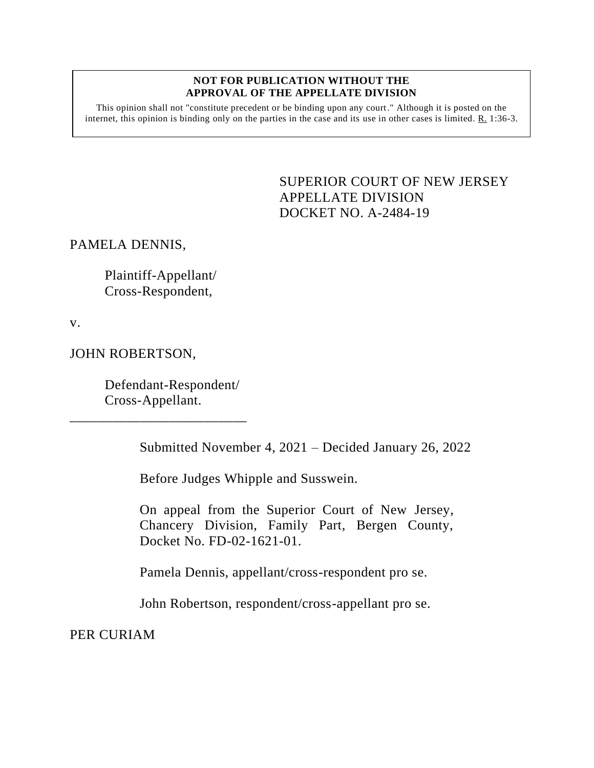**NOT FOR PUBLICATION WITHOUT THE APPROVAL OF THE APPELLATE DIVISION**

This opinion shall not "constitute precedent or be binding upon any court." Although it is posted on the internet, this opinion is binding only on the parties in the case and its use in other cases is limited. R. 1:36-3.

SUPERIOR COURT OF NEW JERSEY
APPELLATE DIVISION
DOCKET NO. A-2484-19

PAMELA DENNIS,

Plaintiff-Appellant/
Cross-Respondent,

v.

JOHN ROBERTSON,

Defendant-Respondent/
Cross-Appellant.

\_\_\_\_\_\_\_\_\_\_\_\_\_\_\_\_\_\_\_\_\_\_\_\_\_\_\_

Submitted November 4, 2021 – Decided January 26, 2022

Before Judges Whipple and Susswein.

On appeal from the Superior Court of New Jersey, Chancery Division, Family Part, Bergen County, Docket No. FD-02-1621-01.

Pamela Dennis, appellant/cross-respondent pro se.

John Robertson, respondent/cross-appellant pro se.

PER CURIAM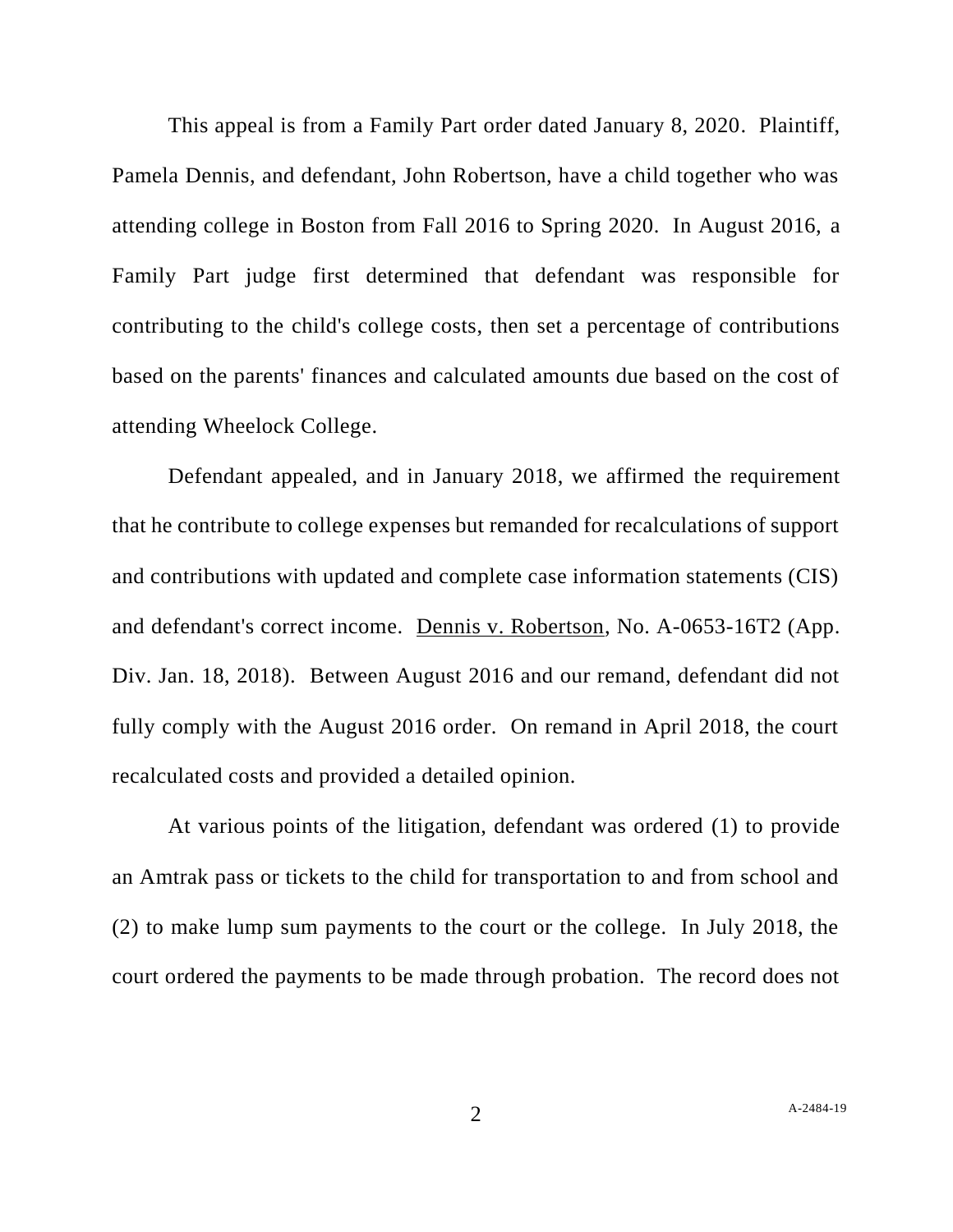This appeal is from a Family Part order dated January 8, 2020. Plaintiff, Pamela Dennis, and defendant, John Robertson, have a child together who was attending college in Boston from Fall 2016 to Spring 2020. In August 2016, a Family Part judge first determined that defendant was responsible for contributing to the child's college costs, then set a percentage of contributions based on the parents' finances and calculated amounts due based on the cost of attending Wheelock College.

Defendant appealed, and in January 2018, we affirmed the requirement that he contribute to college expenses but remanded for recalculations of support and contributions with updated and complete case information statements (CIS) and defendant's correct income. Dennis v. Robertson, No. A-0653-16T2 (App. Div. Jan. 18, 2018). Between August 2016 and our remand, defendant did not fully comply with the August 2016 order. On remand in April 2018, the court recalculated costs and provided a detailed opinion.

At various points of the litigation, defendant was ordered (1) to provide an Amtrak pass or tickets to the child for transportation to and from school and (2) to make lump sum payments to the court or the college. In July 2018, the court ordered the payments to be made through probation. The record does not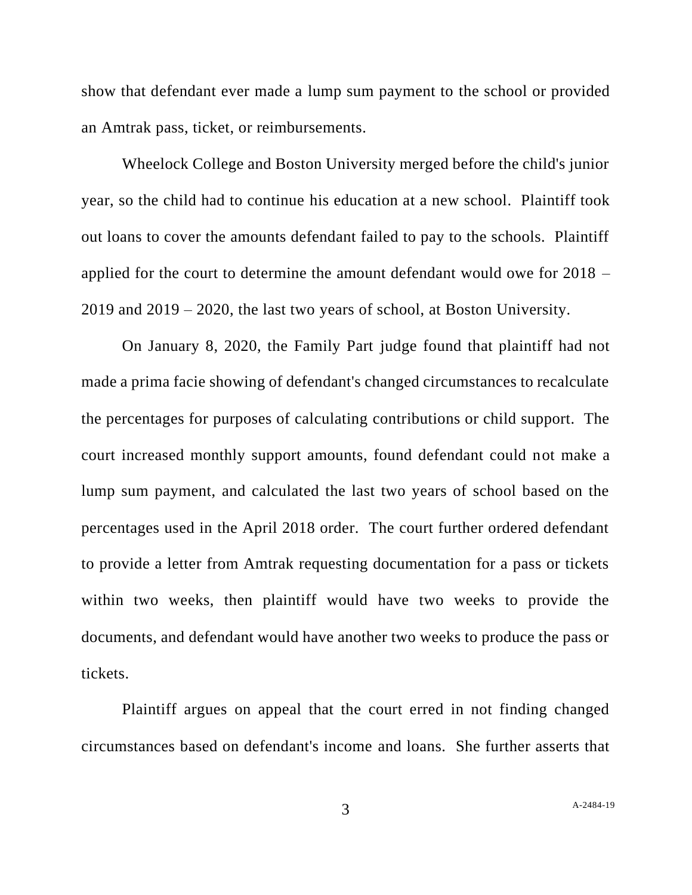show that defendant ever made a lump sum payment to the school or provided an Amtrak pass, ticket, or reimbursements.

Wheelock College and Boston University merged before the child's junior year, so the child had to continue his education at a new school. Plaintiff took out loans to cover the amounts defendant failed to pay to the schools. Plaintiff applied for the court to determine the amount defendant would owe for 2018 – 2019 and 2019 – 2020, the last two years of school, at Boston University.

On January 8, 2020, the Family Part judge found that plaintiff had not made a prima facie showing of defendant's changed circumstances to recalculate the percentages for purposes of calculating contributions or child support. The court increased monthly support amounts, found defendant could not make a lump sum payment, and calculated the last two years of school based on the percentages used in the April 2018 order. The court further ordered defendant to provide a letter from Amtrak requesting documentation for a pass or tickets within two weeks, then plaintiff would have two weeks to provide the documents, and defendant would have another two weeks to produce the pass or tickets.

Plaintiff argues on appeal that the court erred in not finding changed circumstances based on defendant's income and loans. She further asserts that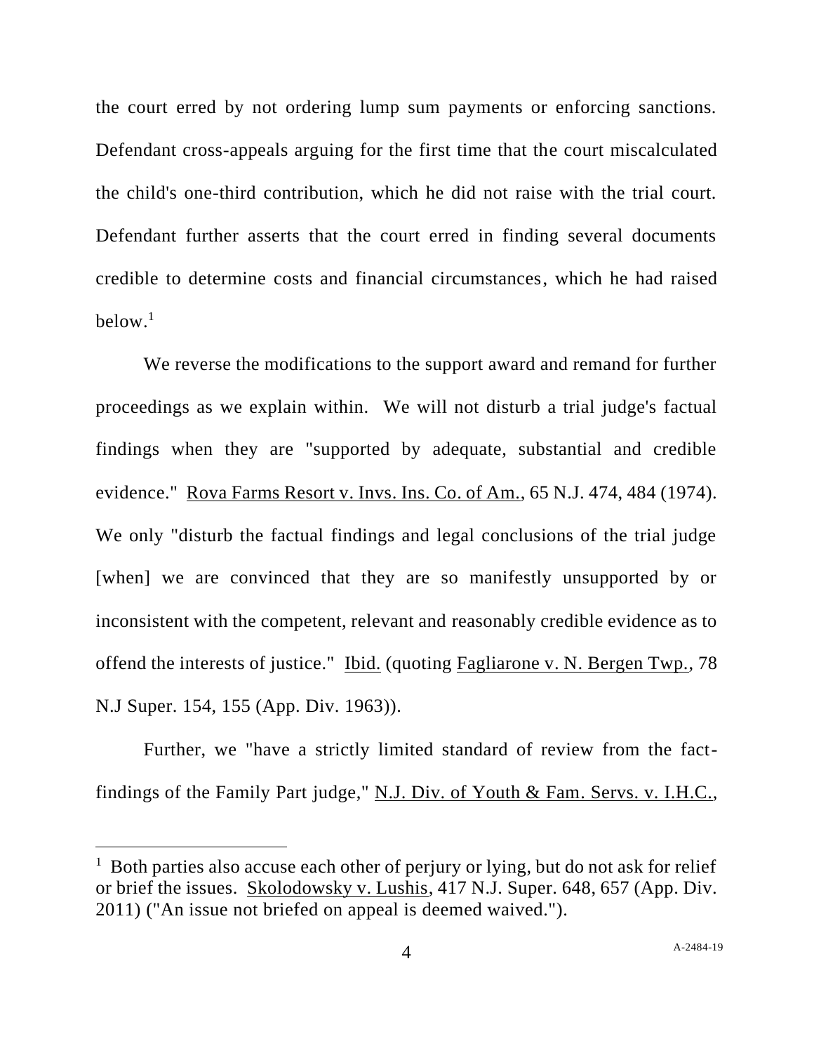the court erred by not ordering lump sum payments or enforcing sanctions. Defendant cross-appeals arguing for the first time that the court miscalculated the child's one-third contribution, which he did not raise with the trial court. Defendant further asserts that the court erred in finding several documents credible to determine costs and financial circumstances, which he had raised below.[1]

We reverse the modifications to the support award and remand for further proceedings as we explain within. We will not disturb a trial judge's factual findings when they are "supported by adequate, substantial and credible evidence." Rova Farms Resort v. Invs. Ins. Co. of Am., 65 N.J. 474, 484 (1974). We only "disturb the factual findings and legal conclusions of the trial judge [when] we are convinced that they are so manifestly unsupported by or inconsistent with the competent, relevant and reasonably credible evidence as to offend the interests of justice." Ibid. (quoting Fagliarone v. N. Bergen Twp., 78 N.J Super. 154, 155 (App. Div. 1963)).

Further, we "have a strictly limited standard of review from the fact-findings of the Family Part judge," N.J. Div. of Youth & Fam. Servs. v. I.H.C.,

---

[1] Both parties also accuse each other of perjury or lying, but do not ask for relief or brief the issues. Skolodowsky v. Lushis, 417 N.J. Super. 648, 657 (App. Div. 2011) ("An issue not briefed on appeal is deemed waived.").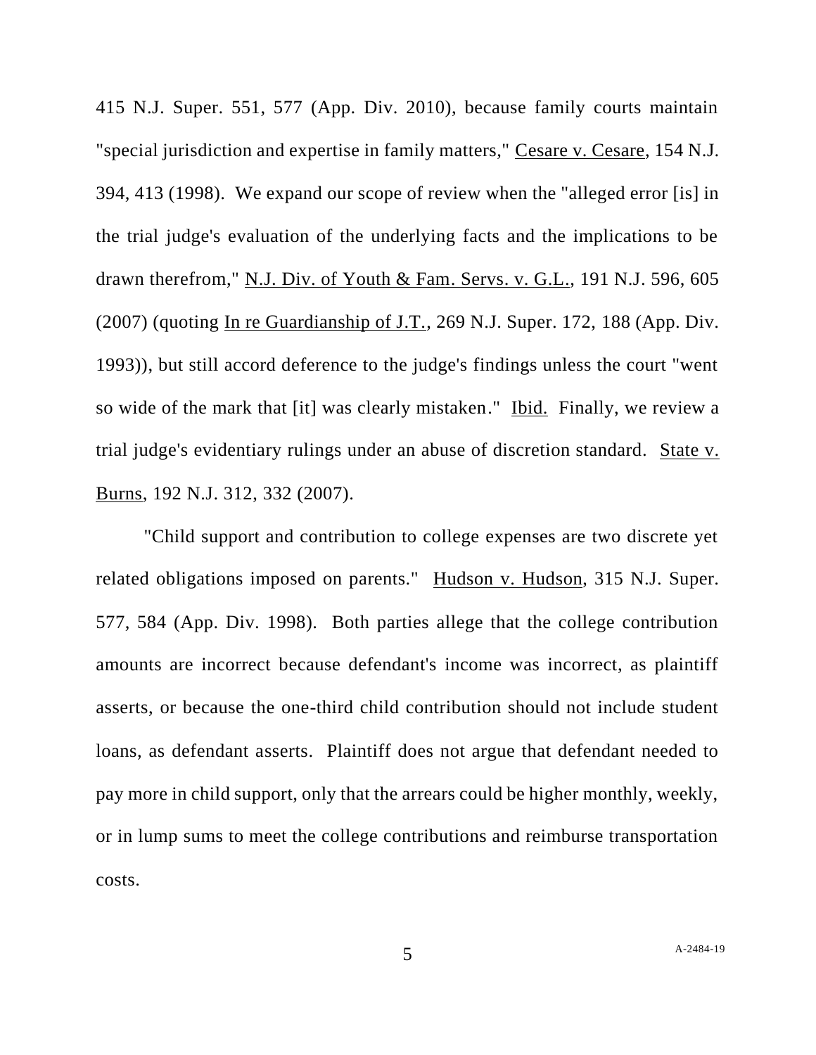415 N.J. Super. 551, 577 (App. Div. 2010), because family courts maintain "special jurisdiction and expertise in family matters," Cesare v. Cesare, 154 N.J. 394, 413 (1998). We expand our scope of review when the "alleged error [is] in the trial judge's evaluation of the underlying facts and the implications to be drawn therefrom," N.J. Div. of Youth & Fam. Servs. v. G.L., 191 N.J. 596, 605 (2007) (quoting In re Guardianship of J.T., 269 N.J. Super. 172, 188 (App. Div. 1993)), but still accord deference to the judge's findings unless the court "went so wide of the mark that [it] was clearly mistaken." Ibid. Finally, we review a trial judge's evidentiary rulings under an abuse of discretion standard. State v. Burns, 192 N.J. 312, 332 (2007).

"Child support and contribution to college expenses are two discrete yet related obligations imposed on parents." Hudson v. Hudson, 315 N.J. Super. 577, 584 (App. Div. 1998). Both parties allege that the college contribution amounts are incorrect because defendant's income was incorrect, as plaintiff asserts, or because the one-third child contribution should not include student loans, as defendant asserts. Plaintiff does not argue that defendant needed to pay more in child support, only that the arrears could be higher monthly, weekly, or in lump sums to meet the college contributions and reimburse transportation costs.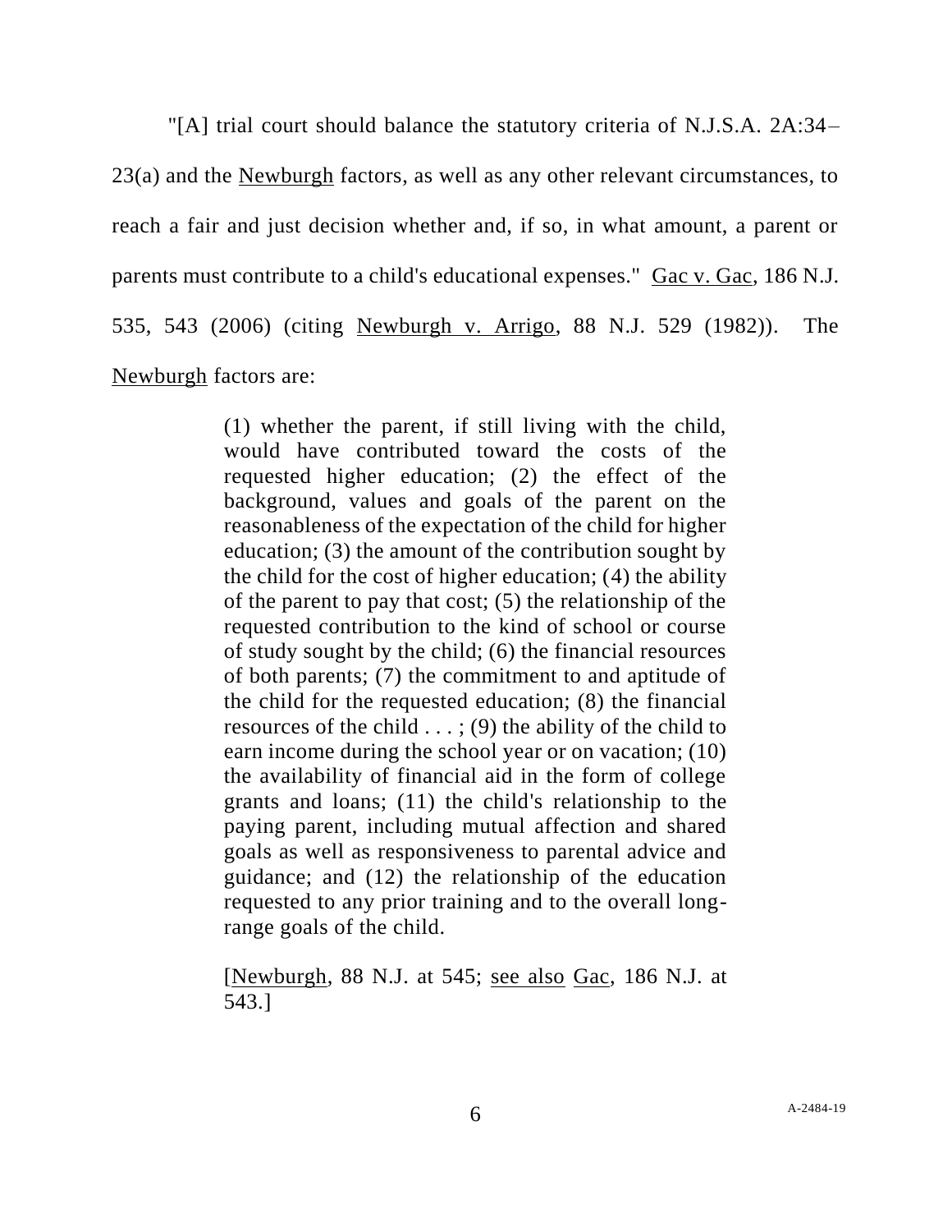"[A] trial court should balance the statutory criteria of N.J.S.A. 2A:34–23(a) and the Newburgh factors, as well as any other relevant circumstances, to reach a fair and just decision whether and, if so, in what amount, a parent or parents must contribute to a child's educational expenses." Gac v. Gac, 186 N.J. 535, 543 (2006) (citing Newburgh v. Arrigo, 88 N.J. 529 (1982)). The Newburgh factors are:

> (1) whether the parent, if still living with the child, would have contributed toward the costs of the requested higher education; (2) the effect of the background, values and goals of the parent on the reasonableness of the expectation of the child for higher education; (3) the amount of the contribution sought by the child for the cost of higher education; (4) the ability of the parent to pay that cost; (5) the relationship of the requested contribution to the kind of school or course of study sought by the child; (6) the financial resources of both parents; (7) the commitment to and aptitude of the child for the requested education; (8) the financial resources of the child . . . ; (9) the ability of the child to earn income during the school year or on vacation; (10) the availability of financial aid in the form of college grants and loans; (11) the child's relationship to the paying parent, including mutual affection and shared goals as well as responsiveness to parental advice and guidance; and (12) the relationship of the education requested to any prior training and to the overall long-range goals of the child.
>
> [Newburgh, 88 N.J. at 545; see also Gac, 186 N.J. at 543.]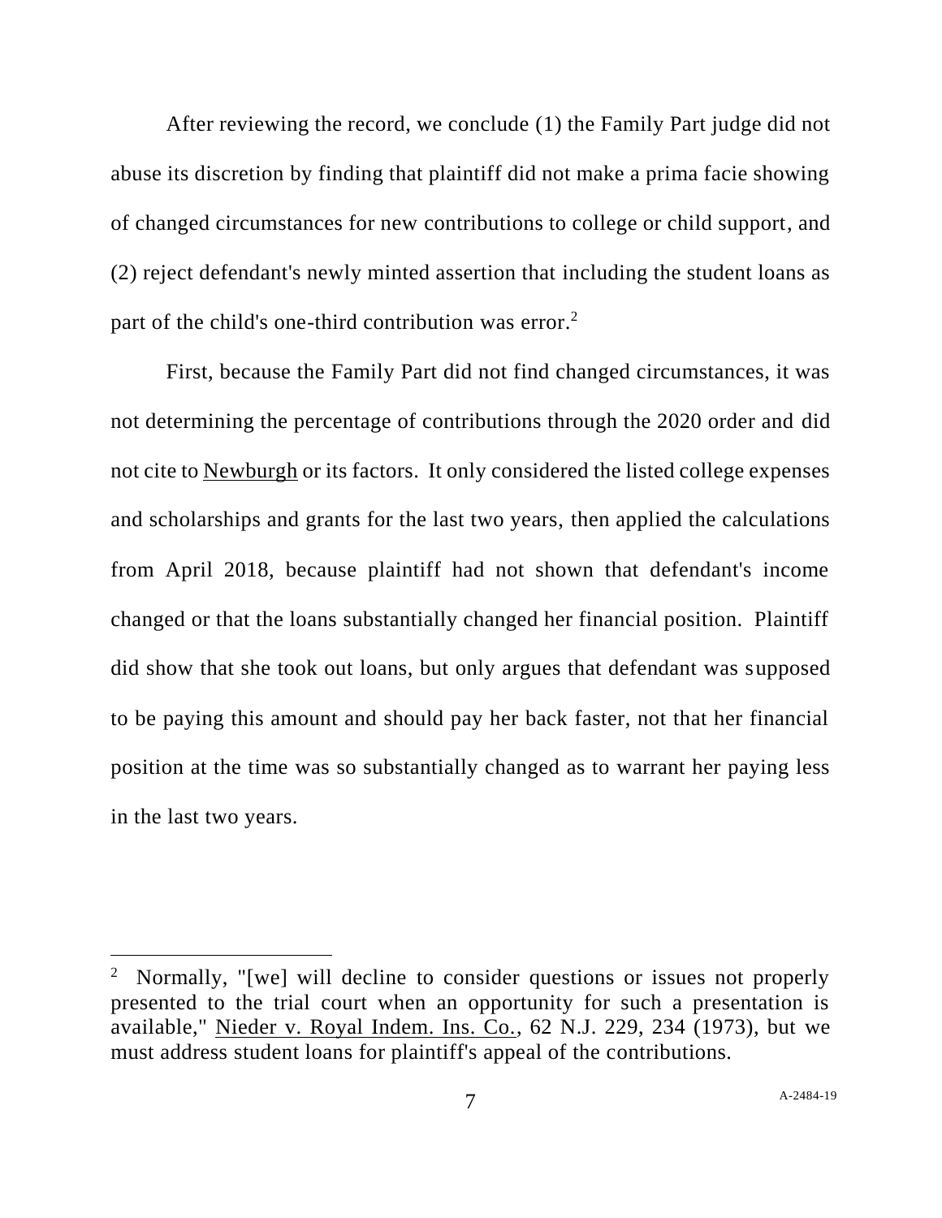After reviewing the record, we conclude (1) the Family Part judge did not abuse its discretion by finding that plaintiff did not make a prima facie showing of changed circumstances for new contributions to college or child support, and (2) reject defendant's newly minted assertion that including the student loans as part of the child's one-third contribution was error.[2]

First, because the Family Part did not find changed circumstances, it was not determining the percentage of contributions through the 2020 order and did not cite to Newburgh or its factors. It only considered the listed college expenses and scholarships and grants for the last two years, then applied the calculations from April 2018, because plaintiff had not shown that defendant's income changed or that the loans substantially changed her financial position. Plaintiff did show that she took out loans, but only argues that defendant was supposed to be paying this amount and should pay her back faster, not that her financial position at the time was so substantially changed as to warrant her paying less in the last two years.

---

[2] Normally, "[we] will decline to consider questions or issues not properly presented to the trial court when an opportunity for such a presentation is available," Nieder v. Royal Indem. Ins. Co., 62 N.J. 229, 234 (1973), but we must address student loans for plaintiff's appeal of the contributions.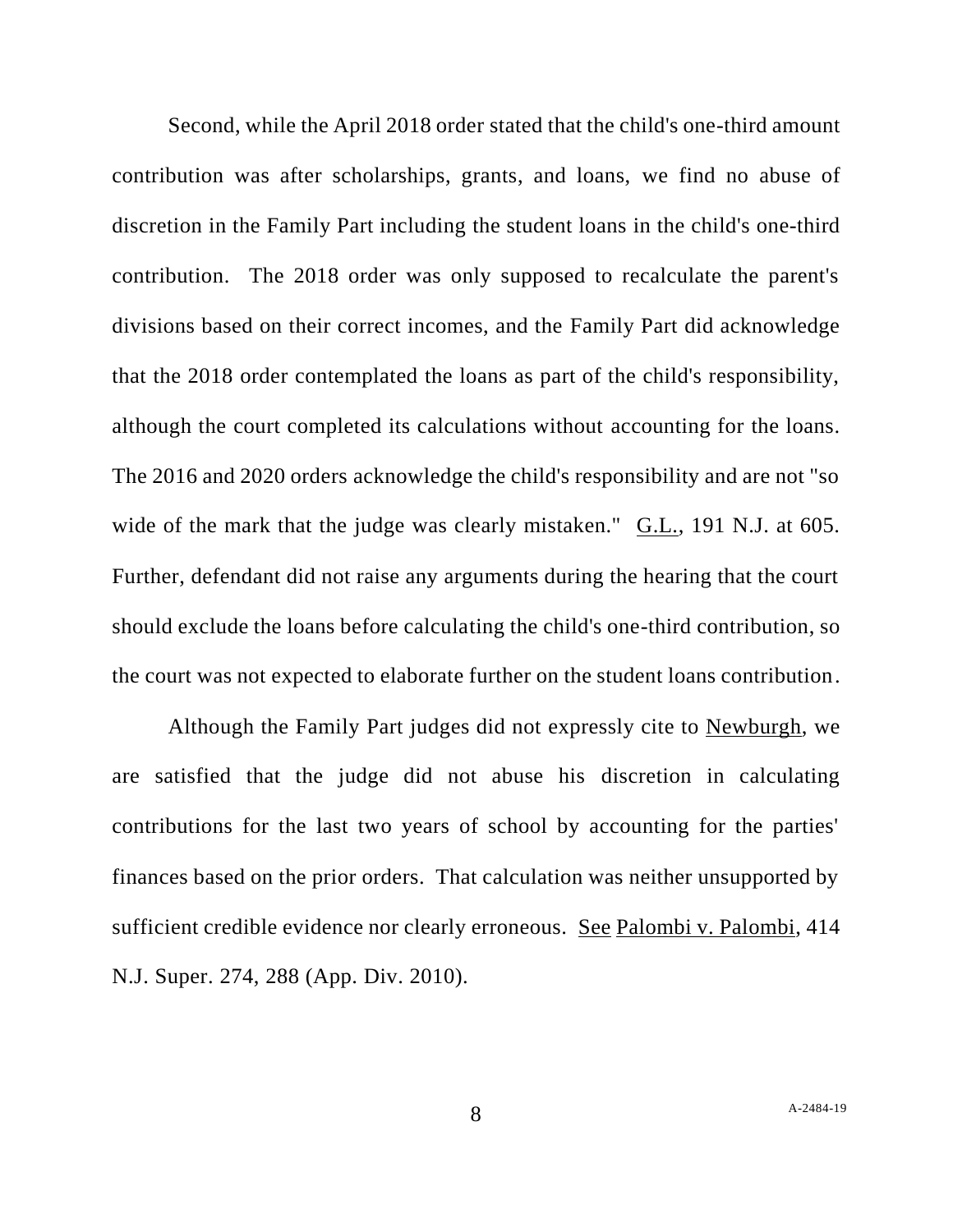Second, while the April 2018 order stated that the child's one-third amount contribution was after scholarships, grants, and loans, we find no abuse of discretion in the Family Part including the student loans in the child's one-third contribution. The 2018 order was only supposed to recalculate the parent's divisions based on their correct incomes, and the Family Part did acknowledge that the 2018 order contemplated the loans as part of the child's responsibility, although the court completed its calculations without accounting for the loans. The 2016 and 2020 orders acknowledge the child's responsibility and are not "so wide of the mark that the judge was clearly mistaken." G.L., 191 N.J. at 605. Further, defendant did not raise any arguments during the hearing that the court should exclude the loans before calculating the child's one-third contribution, so the court was not expected to elaborate further on the student loans contribution.

Although the Family Part judges did not expressly cite to Newburgh, we are satisfied that the judge did not abuse his discretion in calculating contributions for the last two years of school by accounting for the parties' finances based on the prior orders. That calculation was neither unsupported by sufficient credible evidence nor clearly erroneous. See Palombi v. Palombi, 414 N.J. Super. 274, 288 (App. Div. 2010).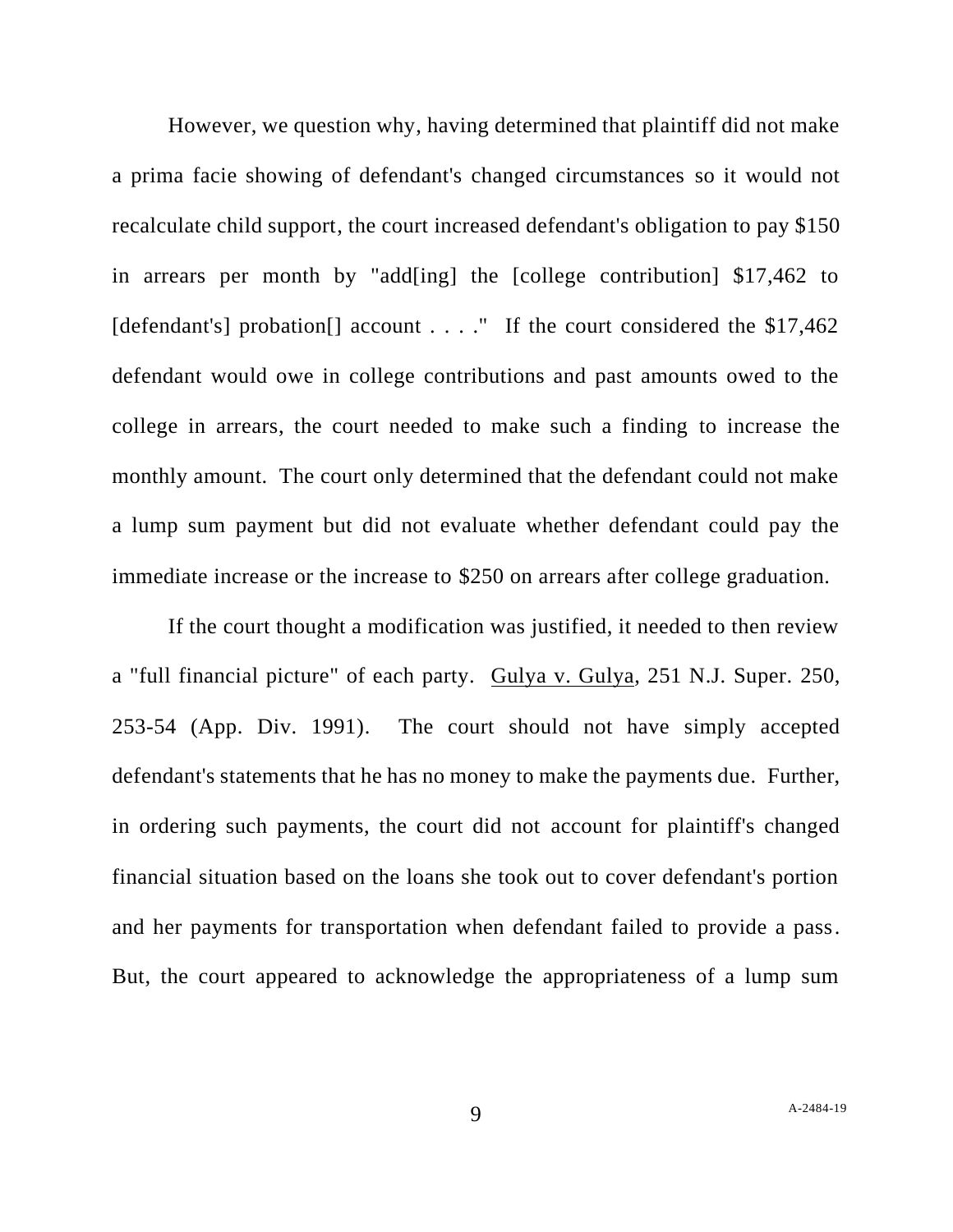However, we question why, having determined that plaintiff did not make a prima facie showing of defendant's changed circumstances so it would not recalculate child support, the court increased defendant's obligation to pay $150 in arrears per month by "add[ing] the [college contribution] $17,462 to [defendant's] probation[] account . . . ." If the court considered the $17,462 defendant would owe in college contributions and past amounts owed to the college in arrears, the court needed to make such a finding to increase the monthly amount. The court only determined that the defendant could not make a lump sum payment but did not evaluate whether defendant could pay the immediate increase or the increase to $250 on arrears after college graduation.

If the court thought a modification was justified, it needed to then review a "full financial picture" of each party. Gulya v. Gulya, 251 N.J. Super. 250, 253-54 (App. Div. 1991). The court should not have simply accepted defendant's statements that he has no money to make the payments due. Further, in ordering such payments, the court did not account for plaintiff's changed financial situation based on the loans she took out to cover defendant's portion and her payments for transportation when defendant failed to provide a pass. But, the court appeared to acknowledge the appropriateness of a lump sum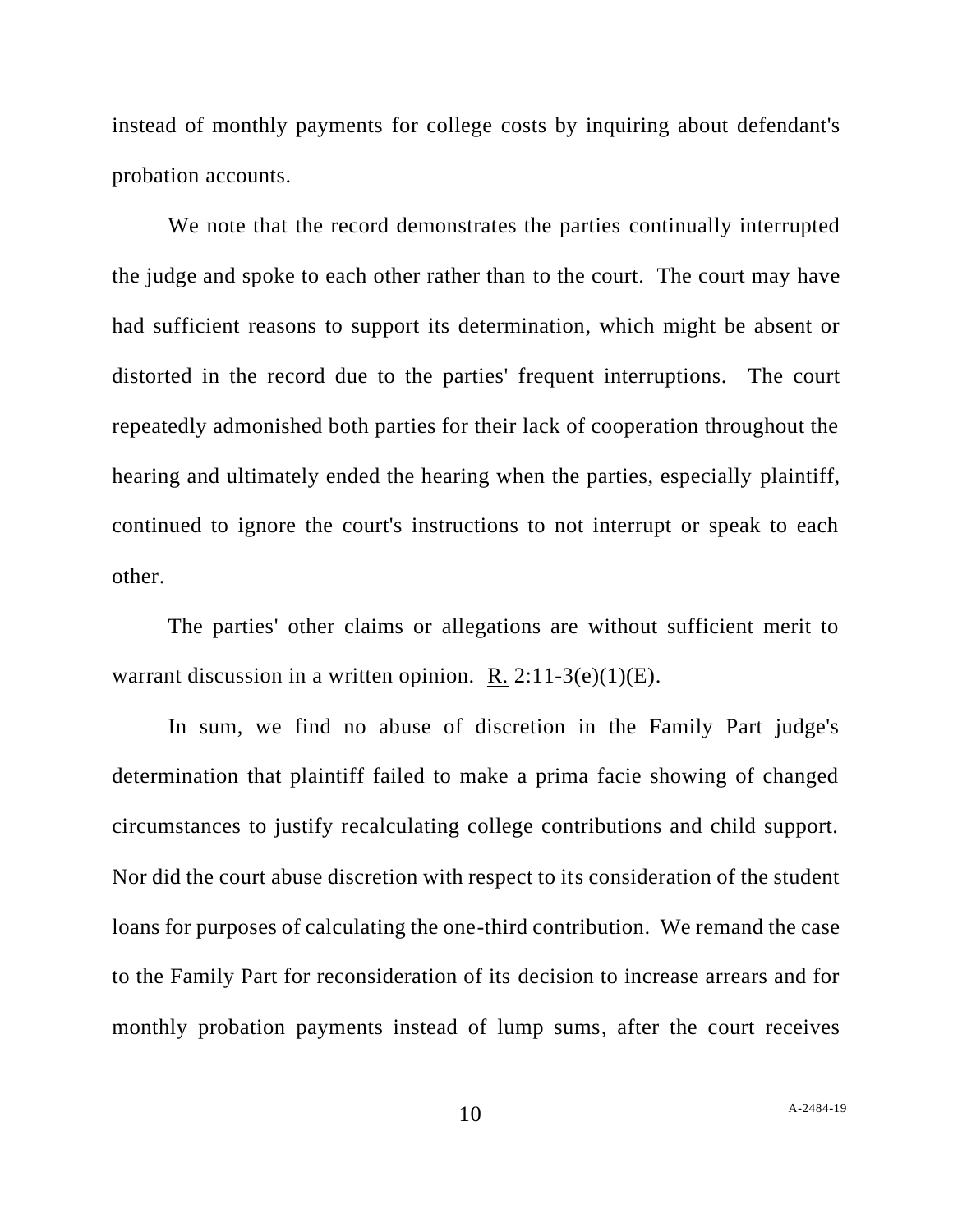instead of monthly payments for college costs by inquiring about defendant's probation accounts.

We note that the record demonstrates the parties continually interrupted the judge and spoke to each other rather than to the court. The court may have had sufficient reasons to support its determination, which might be absent or distorted in the record due to the parties' frequent interruptions. The court repeatedly admonished both parties for their lack of cooperation throughout the hearing and ultimately ended the hearing when the parties, especially plaintiff, continued to ignore the court's instructions to not interrupt or speak to each other.

The parties' other claims or allegations are without sufficient merit to warrant discussion in a written opinion. R. 2:11-3(e)(1)(E).

In sum, we find no abuse of discretion in the Family Part judge's determination that plaintiff failed to make a prima facie showing of changed circumstances to justify recalculating college contributions and child support. Nor did the court abuse discretion with respect to its consideration of the student loans for purposes of calculating the one-third contribution. We remand the case to the Family Part for reconsideration of its decision to increase arrears and for monthly probation payments instead of lump sums, after the court receives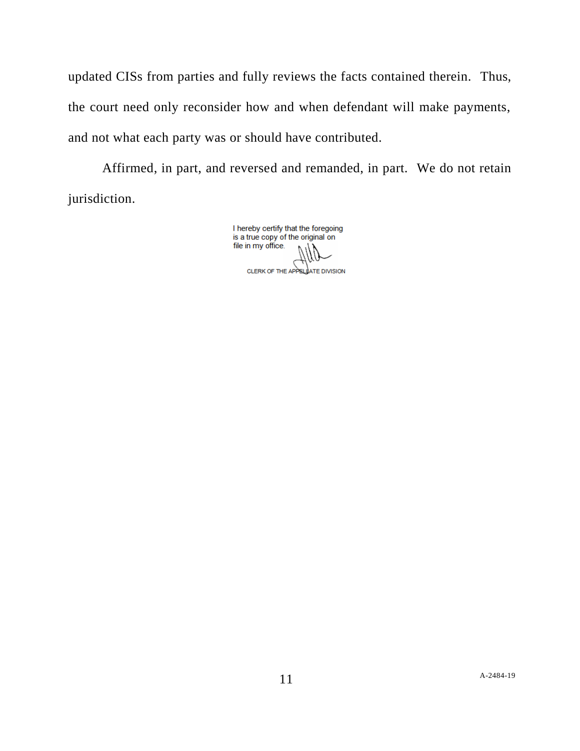updated CISs from parties and fully reviews the facts contained therein. Thus, the court need only reconsider how and when defendant will make payments, and not what each party was or should have contributed.

Affirmed, in part, and reversed and remanded, in part. We do not retain jurisdiction.

I hereby certify that the foregoing is a true copy of the original on file in my office.

CLERK OF THE APPELLATE DIVISION